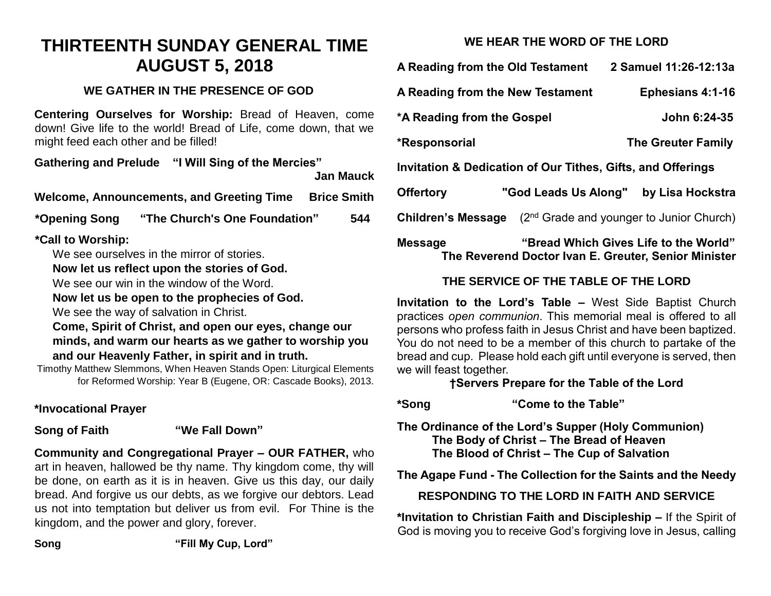# THIRTEENTH SUNDAY GENERAL TIME
# AUGUST 5, 2018

## WE GATHER IN THE PRESENCE OF GOD

**Centering Ourselves for Worship:** Bread of Heaven, come down! Give life to the world! Bread of Life, come down, that we might feed each other and be filled!

**Gathering and Prelude "I Will Sing of the Mercies" Jan Mauck**

**Welcome, Announcements, and Greeting Time Brice Smith**

**\*Opening Song "The Church's One Foundation" 544**

**\*Call to Worship:**

We see ourselves in the mirror of stories.
**Now let us reflect upon the stories of God.**
We see our win in the window of the Word.
**Now let us be open to the prophecies of God.**
We see the way of salvation in Christ.
**Come, Spirit of Christ, and open our eyes, change our minds, and warm our hearts as we gather to worship you and our Heavenly Father, in spirit and in truth.**

Timothy Matthew Slemmons, When Heaven Stands Open: Liturgical Elements for Reformed Worship: Year B (Eugene, OR: Cascade Books), 2013.

**\*Invocational Prayer**

**Song of Faith "We Fall Down"**

**Community and Congregational Prayer – OUR FATHER,** who art in heaven, hallowed be thy name. Thy kingdom come, thy will be done, on earth as it is in heaven. Give us this day, our daily bread. And forgive us our debts, as we forgive our debtors. Lead us not into temptation but deliver us from evil. For Thine is the kingdom, and the power and glory, forever.

**Song "Fill My Cup, Lord"**

## WE HEAR THE WORD OF THE LORD

**A Reading from the Old Testament 2 Samuel 11:26-12:13a**

**A Reading from the New Testament Ephesians 4:1-16**

**\*A Reading from the Gospel John 6:24-35**

**\*Responsorial The Greuter Family**

**Invitation & Dedication of Our Tithes, Gifts, and Offerings**

**Offertory "God Leads Us Along" by Lisa Hockstra**

**Children's Message** (2nd Grade and younger to Junior Church)

**Message "Bread Which Gives Life to the World"**
**The Reverend Doctor Ivan E. Greuter, Senior Minister**

## THE SERVICE OF THE TABLE OF THE LORD

**Invitation to the Lord's Table –** West Side Baptist Church practices *open communion*. This memorial meal is offered to all persons who profess faith in Jesus Christ and have been baptized. You do not need to be a member of this church to partake of the bread and cup. Please hold each gift until everyone is served, then we will feast together.

**†Servers Prepare for the Table of the Lord**

**\*Song "Come to the Table"**

**The Ordinance of the Lord's Supper (Holy Communion)**
**The Body of Christ – The Bread of Heaven**
**The Blood of Christ – The Cup of Salvation**

**The Agape Fund - The Collection for the Saints and the Needy**

## RESPONDING TO THE LORD IN FAITH AND SERVICE

**\*Invitation to Christian Faith and Discipleship –** If the Spirit of God is moving you to receive God's forgiving love in Jesus, calling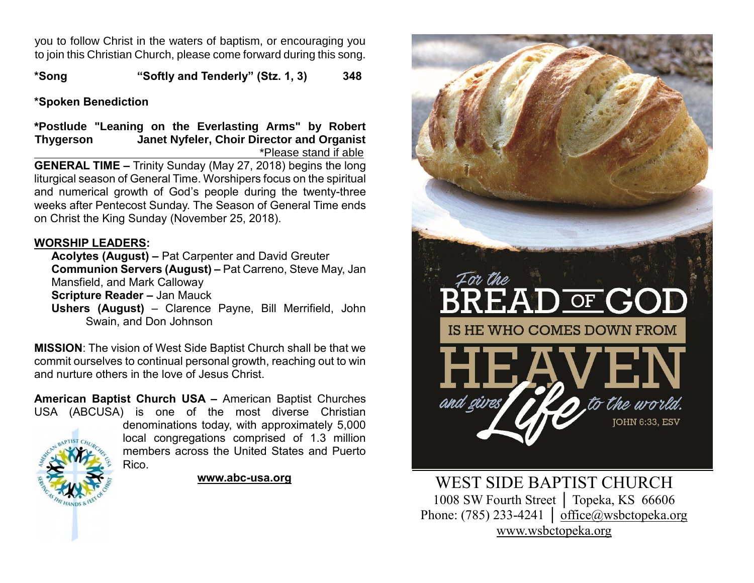you to follow Christ in the waters of baptism, or encouraging you to join this Christian Church, please come forward during this song.

**\*Song** **"Softly and Tenderly" (Stz. 1, 3)** **348**

**\*Spoken Benediction**

**\*Postlude "Leaning on the Everlasting Arms" by Robert Thygerson** **Janet Nyfeler, Choir Director and Organist**

*Please stand if able

**GENERAL TIME –** Trinity Sunday (May 27, 2018) begins the long liturgical season of General Time. Worshipers focus on the spiritual and numerical growth of God's people during the twenty-three weeks after Pentecost Sunday. The Season of General Time ends on Christ the King Sunday (November 25, 2018).

**WORSHIP LEADERS:**

**Acolytes (August) –** Pat Carpenter and David Greuter
**Communion Servers (August) –** Pat Carreno, Steve May, Jan Mansfield, and Mark Calloway
**Scripture Reader –** Jan Mauck
**Ushers (August)** – Clarence Payne, Bill Merrifield, John Swain, and Don Johnson

**MISSION**: The vision of West Side Baptist Church shall be that we commit ourselves to continual personal growth, reaching out to win and nurture others in the love of Jesus Christ.

**American Baptist Church USA –** American Baptist Churches USA (ABCUSA) is one of the most diverse Christian denominations today, with approximately 5,000 local congregations comprised of 1.3 million members across the United States and Puerto Rico.

**www.abc-usa.org**

For the BREAD OF GOD IS HE WHO COMES DOWN FROM HEAVEN and gives Life to the world.
JOHN 6:33, ESV

WEST SIDE BAPTIST CHURCH
1008 SW Fourth Street | Topeka, KS 66606
Phone: (785) 233-4241 | office@wsbctopeka.org
www.wsbctopeka.org